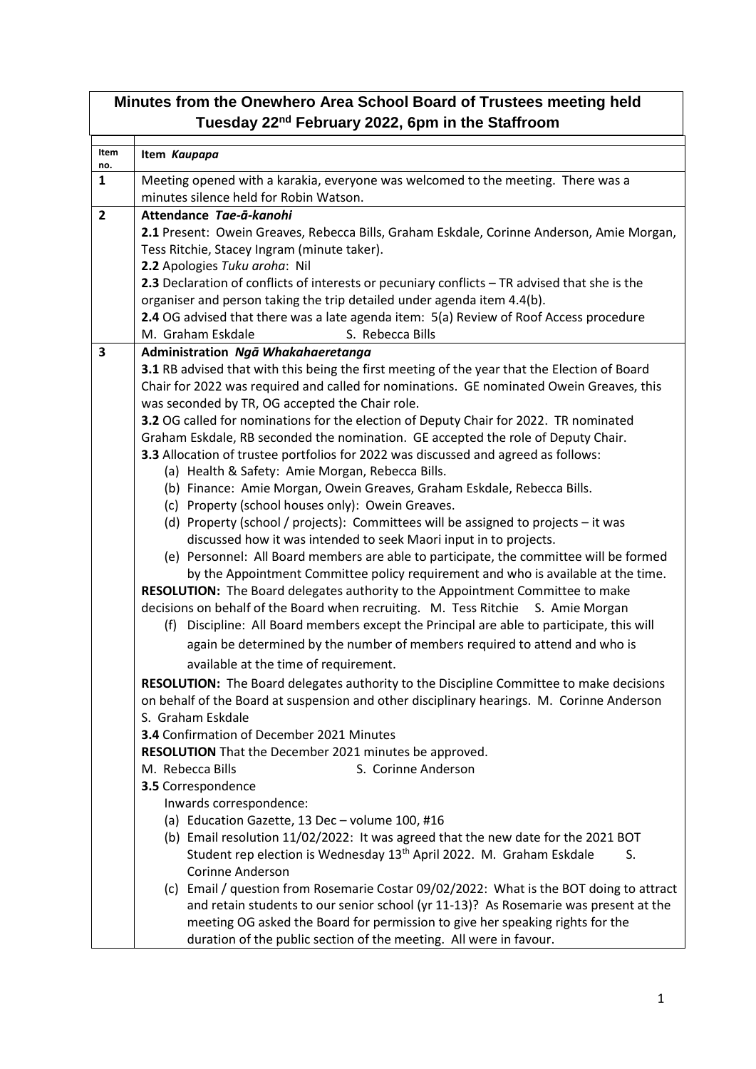# Minutes from the Onewhero Area School Board of Trustees meeting held Tuesday 22nd February 2022, 6pm in the Staffroom

| Item no. | Item *Kaupapa* |
|---|---|
| **1** | Meeting opened with a karakia, everyone was welcomed to the meeting. There was a minutes silence held for Robin Watson. |
| **2** | **Attendance *Tae-ā-kanohi***<br>**2.1** Present: Owein Greaves, Rebecca Bills, Graham Eskdale, Corinne Anderson, Amie Morgan, Tess Ritchie, Stacey Ingram (minute taker).<br>**2.2** Apologies *Tuku aroha*: Nil<br>**2.3** Declaration of conflicts of interests or pecuniary conflicts – TR advised that she is the organiser and person taking the trip detailed under agenda item 4.4(b).<br>**2.4** OG advised that there was a late agenda item: 5(a) Review of Roof Access procedure<br>M. Graham Eskdale S. Rebecca Bills |
| **3** | **Administration *Ngā Whakahaeretanga***<br>**3.1** RB advised that with this being the first meeting of the year that the Election of Board Chair for 2022 was required and called for nominations. GE nominated Owein Greaves, this was seconded by TR, OG accepted the Chair role.<br>**3.2** OG called for nominations for the election of Deputy Chair for 2022. TR nominated Graham Eskdale, RB seconded the nomination. GE accepted the role of Deputy Chair.<br>**3.3** Allocation of trustee portfolios for 2022 was discussed and agreed as follows:<br>(a) Health & Safety: Amie Morgan, Rebecca Bills.<br>(b) Finance: Amie Morgan, Owein Greaves, Graham Eskdale, Rebecca Bills.<br>(c) Property (school houses only): Owein Greaves.<br>(d) Property (school / projects): Committees will be assigned to projects – it was discussed how it was intended to seek Maori input in to projects.<br>(e) Personnel: All Board members are able to participate, the committee will be formed by the Appointment Committee policy requirement and who is available at the time.<br>**RESOLUTION:** The Board delegates authority to the Appointment Committee to make decisions on behalf of the Board when recruiting. M. Tess Ritchie S. Amie Morgan<br>(f) Discipline: All Board members except the Principal are able to participate, this will again be determined by the number of members required to attend and who is available at the time of requirement.<br>**RESOLUTION:** The Board delegates authority to the Discipline Committee to make decisions on behalf of the Board at suspension and other disciplinary hearings. M. Corinne Anderson S. Graham Eskdale<br>**3.4** Confirmation of December 2021 Minutes<br>**RESOLUTION** That the December 2021 minutes be approved.<br>M. Rebecca Bills S. Corinne Anderson<br>**3.5** Correspondence<br>Inwards correspondence:<br>(a) Education Gazette, 13 Dec – volume 100, #16<br>(b) Email resolution 11/02/2022: It was agreed that the new date for the 2021 BOT Student rep election is Wednesday 13th April 2022. M. Graham Eskdale S. Corinne Anderson<br>(c) Email / question from Rosemarie Costar 09/02/2022: What is the BOT doing to attract and retain students to our senior school (yr 11-13)? As Rosemarie was present at the meeting OG asked the Board for permission to give her speaking rights for the duration of the public section of the meeting. All were in favour. |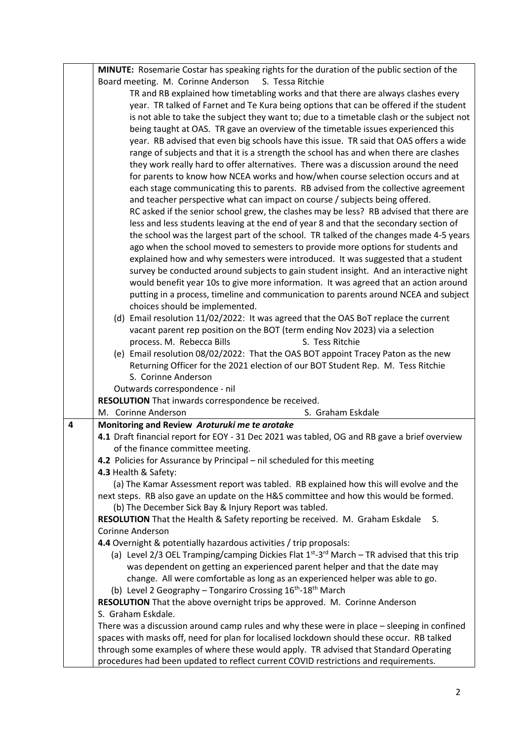| | |
|---|---|
| | **MINUTE:** Rosemarie Costar has speaking rights for the duration of the public section of the Board meeting. M. Corinne Anderson S. Tessa Ritchie<br>TR and RB explained how timetabling works and that there are always clashes every year. TR talked of Farnet and Te Kura being options that can be offered if the student is not able to take the subject they want to; due to a timetable clash or the subject not being taught at OAS. TR gave an overview of the timetable issues experienced this year. RB advised that even big schools have this issue. TR said that OAS offers a wide range of subjects and that it is a strength the school has and when there are clashes they work really hard to offer alternatives. There was a discussion around the need for parents to know how NCEA works and how/when course selection occurs and at each stage communicating this to parents. RB advised from the collective agreement and teacher perspective what can impact on course / subjects being offered.<br>RC asked if the senior school grew, the clashes may be less? RB advised that there are less and less students leaving at the end of year 8 and that the secondary section of the school was the largest part of the school. TR talked of the changes made 4-5 years ago when the school moved to semesters to provide more options for students and explained how and why semesters were introduced. It was suggested that a student survey be conducted around subjects to gain student insight. And an interactive night would benefit year 10s to give more information. It was agreed that an action around putting in a process, timeline and communication to parents around NCEA and subject choices should be implemented.<br>(d) Email resolution 11/02/2022: It was agreed that the OAS BoT replace the current vacant parent rep position on the BOT (term ending Nov 2023) via a selection process. M. Rebecca Bills S. Tess Ritchie<br>(e) Email resolution 08/02/2022: That the OAS BOT appoint Tracey Paton as the new Returning Officer for the 2021 election of our BOT Student Rep. M. Tess Ritchie S. Corinne Anderson<br>Outwards correspondence - nil<br>**RESOLUTION** That inwards correspondence be received.<br>M. Corinne Anderson S. Graham Eskdale |
| **4** | **Monitoring and Review** ***Aroturuki me te arotake***<br>**4.1** Draft financial report for EOY - 31 Dec 2021 was tabled, OG and RB gave a brief overview of the finance committee meeting.<br>**4.2** Policies for Assurance by Principal – nil scheduled for this meeting<br>**4.3** Health & Safety:<br>(a) The Kamar Assessment report was tabled. RB explained how this will evolve and the next steps. RB also gave an update on the H&S committee and how this would be formed.<br>(b) The December Sick Bay & Injury Report was tabled.<br>**RESOLUTION** That the Health & Safety reporting be received. M. Graham Eskdale S. Corinne Anderson<br>**4.4** Overnight & potentially hazardous activities / trip proposals:<br>(a) Level 2/3 OEL Tramping/camping Dickies Flat 1st-3rd March – TR advised that this trip was dependent on getting an experienced parent helper and that the date may change. All were comfortable as long as an experienced helper was able to go.<br>(b) Level 2 Geography – Tongariro Crossing 16th-18th March<br>**RESOLUTION** That the above overnight trips be approved. M. Corinne Anderson S. Graham Eskdale.<br>There was a discussion around camp rules and why these were in place – sleeping in confined spaces with masks off, need for plan for localised lockdown should these occur. RB talked through some examples of where these would apply. TR advised that Standard Operating procedures had been updated to reflect current COVID restrictions and requirements. |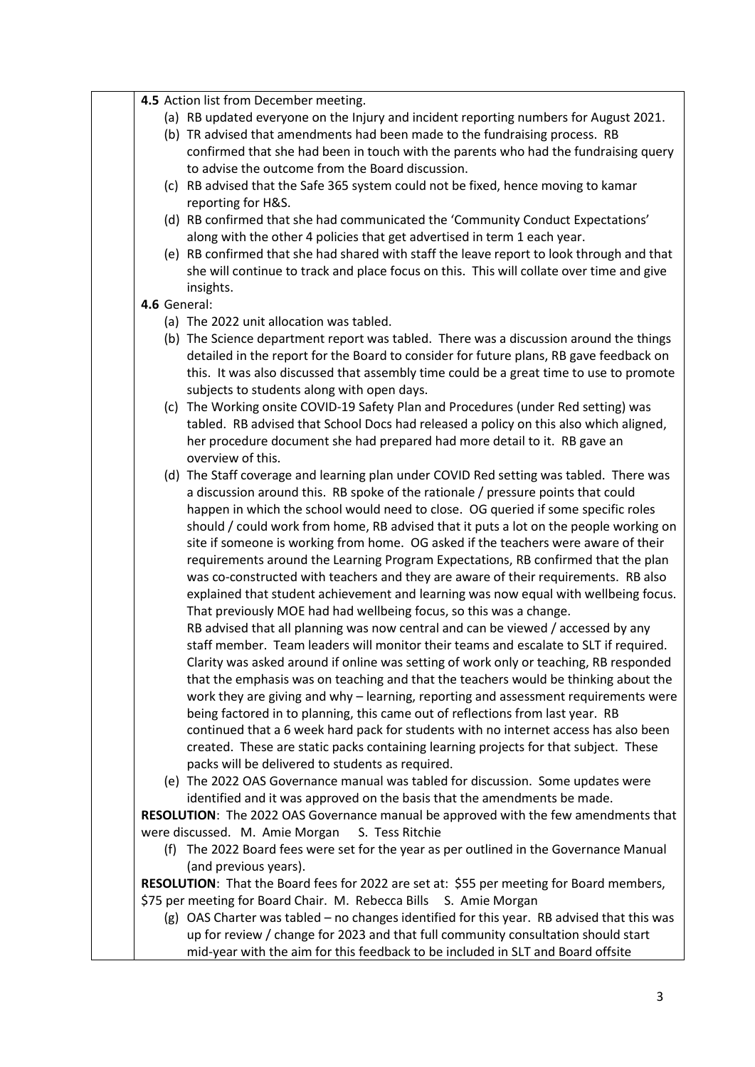**4.5** Action list from December meeting.

(a) RB updated everyone on the Injury and incident reporting numbers for August 2021.

(b) TR advised that amendments had been made to the fundraising process. RB confirmed that she had been in touch with the parents who had the fundraising query to advise the outcome from the Board discussion.

(c) RB advised that the Safe 365 system could not be fixed, hence moving to kamar reporting for H&S.

(d) RB confirmed that she had communicated the 'Community Conduct Expectations' along with the other 4 policies that get advertised in term 1 each year.

(e) RB confirmed that she had shared with staff the leave report to look through and that she will continue to track and place focus on this. This will collate over time and give insights.

**4.6** General:

(a) The 2022 unit allocation was tabled.

(b) The Science department report was tabled. There was a discussion around the things detailed in the report for the Board to consider for future plans, RB gave feedback on this. It was also discussed that assembly time could be a great time to use to promote subjects to students along with open days.

(c) The Working onsite COVID-19 Safety Plan and Procedures (under Red setting) was tabled. RB advised that School Docs had released a policy on this also which aligned, her procedure document she had prepared had more detail to it. RB gave an overview of this.

(d) The Staff coverage and learning plan under COVID Red setting was tabled. There was a discussion around this. RB spoke of the rationale / pressure points that could happen in which the school would need to close. OG queried if some specific roles should / could work from home, RB advised that it puts a lot on the people working on site if someone is working from home. OG asked if the teachers were aware of their requirements around the Learning Program Expectations, RB confirmed that the plan was co-constructed with teachers and they are aware of their requirements. RB also explained that student achievement and learning was now equal with wellbeing focus. That previously MOE had had wellbeing focus, so this was a change.
RB advised that all planning was now central and can be viewed / accessed by any staff member. Team leaders will monitor their teams and escalate to SLT if required. Clarity was asked around if online was setting of work only or teaching, RB responded that the emphasis was on teaching and that the teachers would be thinking about the work they are giving and why – learning, reporting and assessment requirements were being factored in to planning, this came out of reflections from last year. RB continued that a 6 week hard pack for students with no internet access has also been created. These are static packs containing learning projects for that subject. These packs will be delivered to students as required.

(e) The 2022 OAS Governance manual was tabled for discussion. Some updates were identified and it was approved on the basis that the amendments be made.

**RESOLUTION**: The 2022 OAS Governance manual be approved with the few amendments that were discussed. M. Amie Morgan S. Tess Ritchie

(f) The 2022 Board fees were set for the year as per outlined in the Governance Manual (and previous years).

**RESOLUTION**: That the Board fees for 2022 are set at: $55 per meeting for Board members, $75 per meeting for Board Chair. M. Rebecca Bills S. Amie Morgan

(g) OAS Charter was tabled – no changes identified for this year. RB advised that this was up for review / change for 2023 and that full community consultation should start mid-year with the aim for this feedback to be included in SLT and Board offsite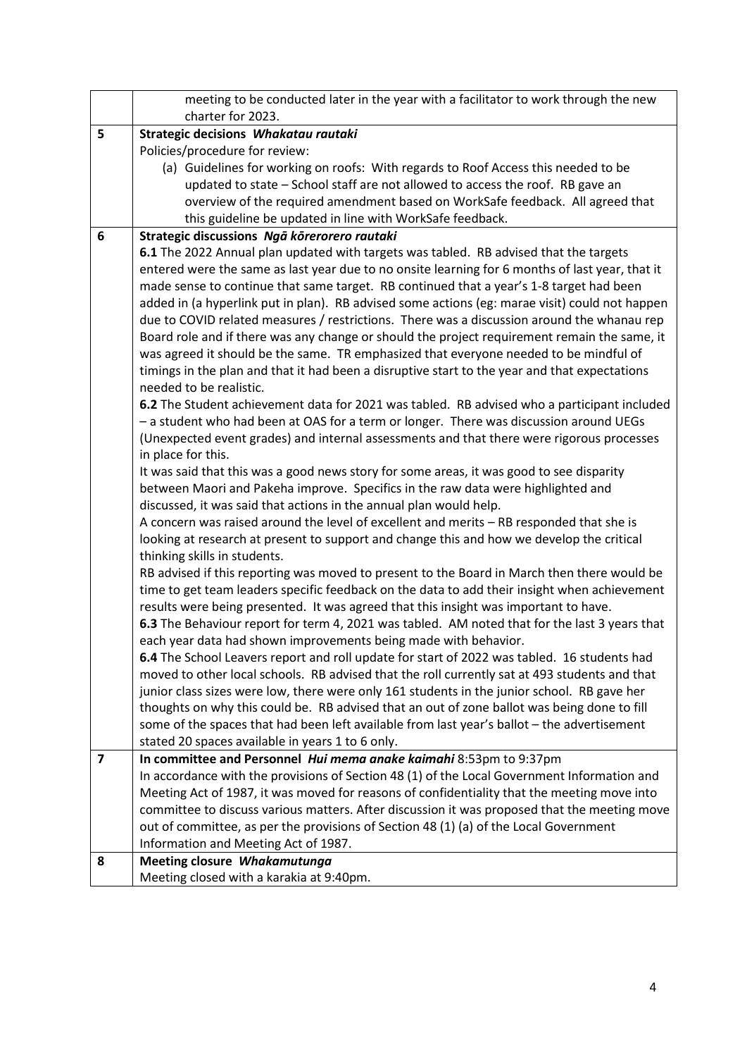| | |
|---|---|
| | meeting to be conducted later in the year with a facilitator to work through the new charter for 2023. |
| **5** | **Strategic decisions** ***Whakatau rautaki***<br>Policies/procedure for review:<br>(a) Guidelines for working on roofs: With regards to Roof Access this needed to be updated to state – School staff are not allowed to access the roof. RB gave an overview of the required amendment based on WorkSafe feedback. All agreed that this guideline be updated in line with WorkSafe feedback. |
| **6** | **Strategic discussions** ***Ngā kōrerorero rautaki***<br>**6.1** The 2022 Annual plan updated with targets was tabled. RB advised that the targets entered were the same as last year due to no onsite learning for 6 months of last year, that it made sense to continue that same target. RB continued that a year's 1-8 target had been added in (a hyperlink put in plan). RB advised some actions (eg: marae visit) could not happen due to COVID related measures / restrictions. There was a discussion around the whanau rep Board role and if there was any change or should the project requirement remain the same, it was agreed it should be the same. TR emphasized that everyone needed to be mindful of timings in the plan and that it had been a disruptive start to the year and that expectations needed to be realistic.<br>**6.2** The Student achievement data for 2021 was tabled. RB advised who a participant included – a student who had been at OAS for a term or longer. There was discussion around UEGs (Unexpected event grades) and internal assessments and that there were rigorous processes in place for this.<br>It was said that this was a good news story for some areas, it was good to see disparity between Maori and Pakeha improve. Specifics in the raw data were highlighted and discussed, it was said that actions in the annual plan would help.<br>A concern was raised around the level of excellent and merits – RB responded that she is looking at research at present to support and change this and how we develop the critical thinking skills in students.<br>RB advised if this reporting was moved to present to the Board in March then there would be time to get team leaders specific feedback on the data to add their insight when achievement results were being presented. It was agreed that this insight was important to have.<br>**6.3** The Behaviour report for term 4, 2021 was tabled. AM noted that for the last 3 years that each year data had shown improvements being made with behavior.<br>**6.4** The School Leavers report and roll update for start of 2022 was tabled. 16 students had moved to other local schools. RB advised that the roll currently sat at 493 students and that junior class sizes were low, there were only 161 students in the junior school. RB gave her thoughts on why this could be. RB advised that an out of zone ballot was being done to fill some of the spaces that had been left available from last year's ballot – the advertisement stated 20 spaces available in years 1 to 6 only. |
| **7** | **In committee and Personnel** ***Hui mema anake kaimahi*** 8:53pm to 9:37pm<br>In accordance with the provisions of Section 48 (1) of the Local Government Information and Meeting Act of 1987, it was moved for reasons of confidentiality that the meeting move into committee to discuss various matters. After discussion it was proposed that the meeting move out of committee, as per the provisions of Section 48 (1) (a) of the Local Government Information and Meeting Act of 1987. |
| **8** | **Meeting closure** ***Whakamutunga***<br>Meeting closed with a karakia at 9:40pm. |